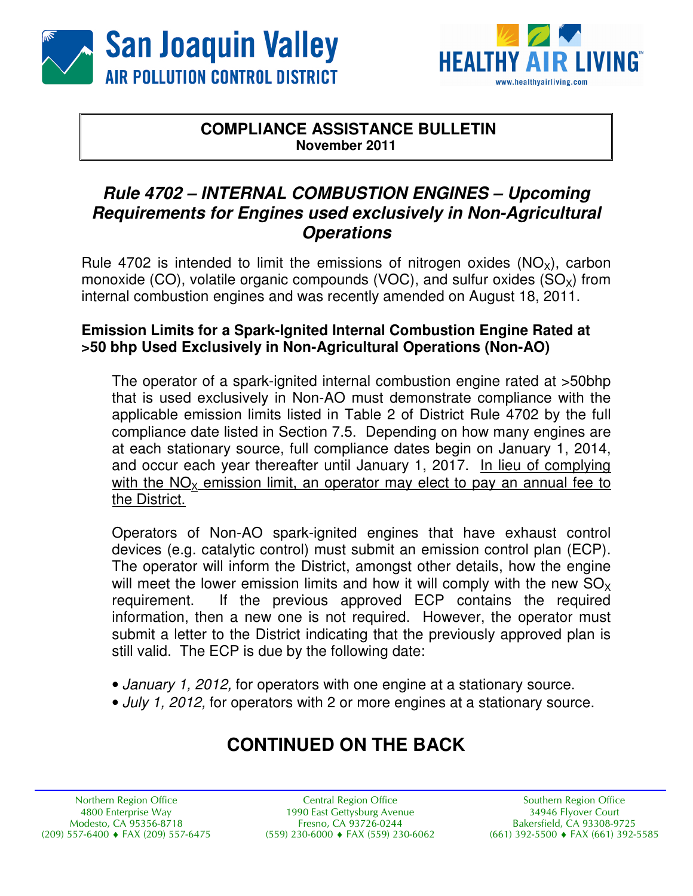San Joaquin Valley
AIR POLLUTION CONTROL DISTRICT

HEALTHY AIR LIVING
www.healthyairliving.com

**COMPLIANCE ASSISTANCE BULLETIN**
**November 2011**

# *Rule 4702 – INTERNAL COMBUSTION ENGINES – Upcoming Requirements for Engines used exclusively in Non-Agricultural Operations*

Rule 4702 is intended to limit the emissions of nitrogen oxides ($NO_X$), carbon monoxide (CO), volatile organic compounds (VOC), and sulfur oxides ($SO_X$) from internal combustion engines and was recently amended on August 18, 2011.

### Emission Limits for a Spark-Ignited Internal Combustion Engine Rated at >50 bhp Used Exclusively in Non-Agricultural Operations (Non-AO)

The operator of a spark-ignited internal combustion engine rated at >50bhp that is used exclusively in Non-AO must demonstrate compliance with the applicable emission limits listed in Table 2 of District Rule 4702 by the full compliance date listed in Section 7.5. Depending on how many engines are at each stationary source, full compliance dates begin on January 1, 2014, and occur each year thereafter until January 1, 2017. <u>In lieu of complying with the $NO_X$ emission limit, an operator may elect to pay an annual fee to the District.</u>

Operators of Non-AO spark-ignited engines that have exhaust control devices (e.g. catalytic control) must submit an emission control plan (ECP). The operator will inform the District, amongst other details, how the engine will meet the lower emission limits and how it will comply with the new $SO_X$ requirement. If the previous approved ECP contains the required information, then a new one is not required. However, the operator must submit a letter to the District indicating that the previously approved plan is still valid. The ECP is due by the following date:

- *January 1, 2012,* for operators with one engine at a stationary source.
- *July 1, 2012,* for operators with 2 or more engines at a stationary source.

## CONTINUED ON THE BACK

Northern Region Office
4800 Enterprise Way
Modesto, CA 95356-8718
(209) 557-6400 ♦ FAX (209) 557-6475

Central Region Office
1990 East Gettysburg Avenue
Fresno, CA 93726-0244
(559) 230-6000 ♦ FAX (559) 230-6062

Southern Region Office
34946 Flyover Court
Bakersfield, CA 93308-9725
(661) 392-5500 ♦ FAX (661) 392-5585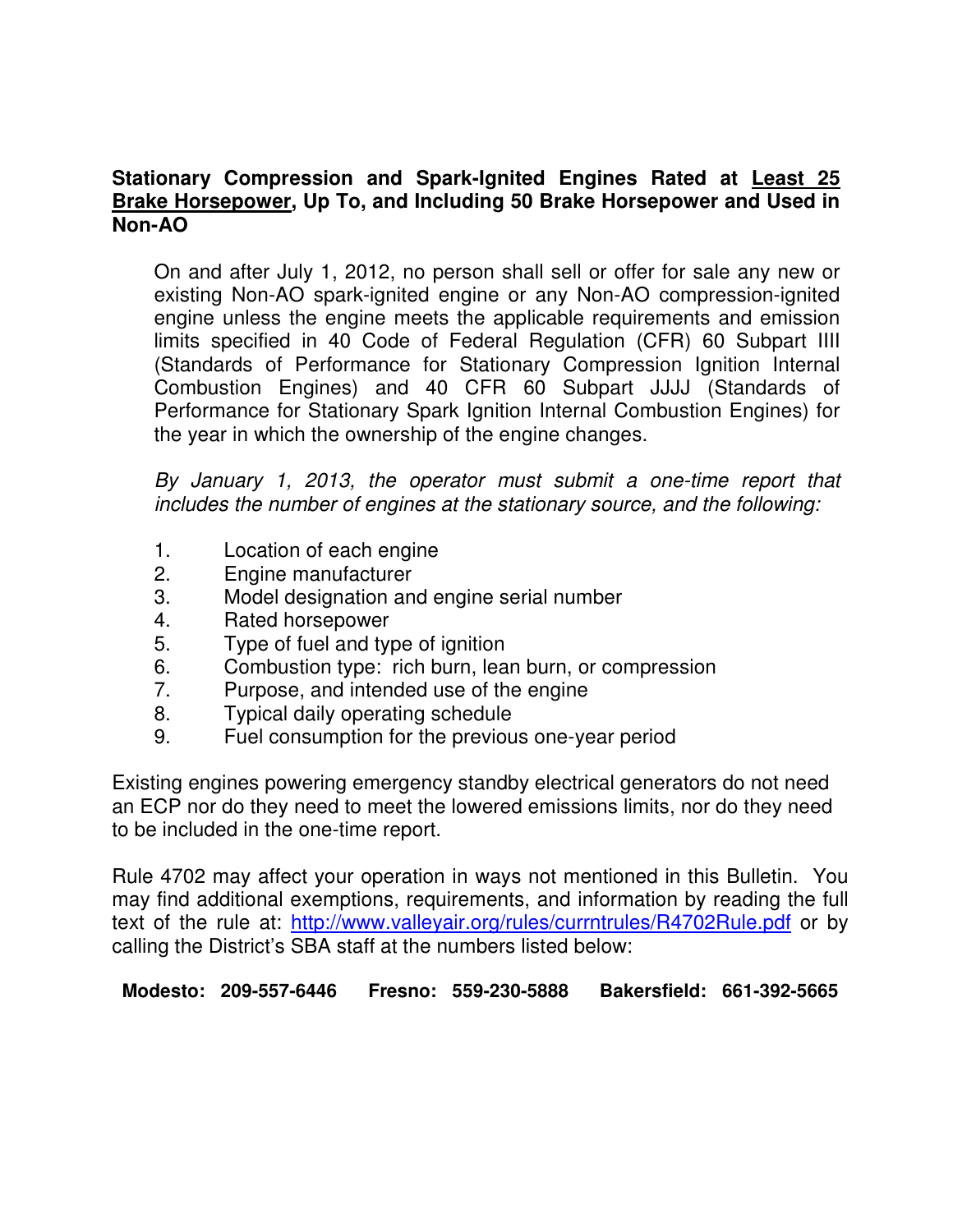**Stationary Compression and Spark-Ignited Engines Rated at Least 25 Brake Horsepower, Up To, and Including 50 Brake Horsepower and Used in Non-AO**

On and after July 1, 2012, no person shall sell or offer for sale any new or existing Non-AO spark-ignited engine or any Non-AO compression-ignited engine unless the engine meets the applicable requirements and emission limits specified in 40 Code of Federal Regulation (CFR) 60 Subpart IIII (Standards of Performance for Stationary Compression Ignition Internal Combustion Engines) and 40 CFR 60 Subpart JJJJ (Standards of Performance for Stationary Spark Ignition Internal Combustion Engines) for the year in which the ownership of the engine changes.

*By January 1, 2013, the operator must submit a one-time report that includes the number of engines at the stationary source, and the following:*

1. Location of each engine
2. Engine manufacturer
3. Model designation and engine serial number
4. Rated horsepower
5. Type of fuel and type of ignition
6. Combustion type: rich burn, lean burn, or compression
7. Purpose, and intended use of the engine
8. Typical daily operating schedule
9. Fuel consumption for the previous one-year period

Existing engines powering emergency standby electrical generators do not need an ECP nor do they need to meet the lowered emissions limits, nor do they need to be included in the one-time report.

Rule 4702 may affect your operation in ways not mentioned in this Bulletin. You may find additional exemptions, requirements, and information by reading the full text of the rule at: http://www.valleyair.org/rules/currntrules/R4702Rule.pdf or by calling the District's SBA staff at the numbers listed below:

**Modesto: 209-557-6446 Fresno: 559-230-5888 Bakersfield: 661-392-5665**